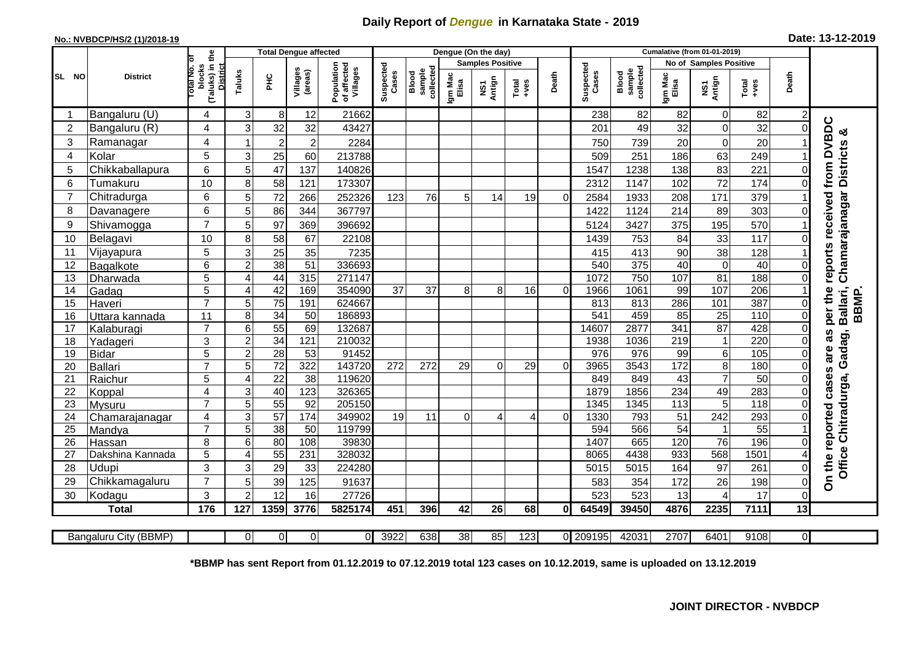# Daily Report of *Dengue* in Karnataka State - 2019

**No.: NVBDCP/HS/2 (1)/2018-19**

**Date: 13-12-2019**

| SL NO | District | Total No. of blocks (Taluks) in the District | Total Dengue affected | | | | Dengue (On the day) | | | | | | | Cumalative (from 01-01-2019) | | | | | | | |
|---|---|---|---|---|---|---|---|---|---|---|---|---|---|---|---|---|---|---|---|---|
| | | | Taluks | PHC | Villages (areas) | Population of affected Villages | Suspected Cases | Blood sample collected | Samples Positive | | | Death | Suspected Cases | Blood sample collected | No of Samples Positive | | | Death | |
| | | | | | | | | | Igm Mac Elisa | NS1 Antign | Total +ves | | | | Igm Mac Elisa | NS1 Antign | Total +ves | | |
| 1 | Bangaluru (U) | 4 | 3 | 8 | 12 | 21662 | | | | | | | 238 | 82 | 82 | 0 | 82 | 2 | On the reported cases are as per the reports received from DVBDC Office Chitradurga, Gadag, Ballari, Chamarajanagar Districts & BBMP. |
| 2 | Bangaluru (R) | 4 | 3 | 32 | 32 | 43427 | | | | | | | 201 | 49 | 32 | 0 | 32 | 0 | |
| 3 | Ramanagar | 4 | 1 | 2 | 2 | 2284 | | | | | | | 750 | 739 | 20 | 0 | 20 | 1 | |
| 4 | Kolar | 5 | 3 | 25 | 60 | 213788 | | | | | | | 509 | 251 | 186 | 63 | 249 | 1 | |
| 5 | Chikkaballapura | 6 | 5 | 47 | 137 | 140826 | | | | | | | 1547 | 1238 | 138 | 83 | 221 | 0 | |
| 6 | Tumakuru | 10 | 8 | 58 | 121 | 173307 | | | | | | | 2312 | 1147 | 102 | 72 | 174 | 0 | |
| 7 | Chitradurga | 6 | 5 | 72 | 266 | 252326 | 123 | 76 | 5 | 14 | 19 | 0 | 2584 | 1933 | 208 | 171 | 379 | 1 | |
| 8 | Davanagere | 6 | 5 | 86 | 344 | 367797 | | | | | | | 1422 | 1124 | 214 | 89 | 303 | 0 | |
| 9 | Shivamogga | 7 | 5 | 97 | 369 | 396692 | | | | | | | 5124 | 3427 | 375 | 195 | 570 | 1 | |
| 10 | Belagavi | 10 | 8 | 58 | 67 | 22108 | | | | | | | 1439 | 753 | 84 | 33 | 117 | 0 | |
| 11 | Vijayapura | 5 | 3 | 25 | 35 | 7235 | | | | | | | 415 | 413 | 90 | 38 | 128 | 1 | |
| 12 | Bagalkote | 6 | 2 | 38 | 51 | 336693 | | | | | | | 540 | 375 | 40 | 0 | 40 | 0 | |
| 13 | Dharwada | 5 | 4 | 44 | 315 | 271147 | | | | | | | 1072 | 750 | 107 | 81 | 188 | 0 | |
| 14 | Gadag | 5 | 4 | 42 | 169 | 354090 | 37 | 37 | 8 | 8 | 16 | 0 | 1966 | 1061 | 99 | 107 | 206 | 1 | |
| 15 | Haveri | 7 | 5 | 75 | 191 | 624667 | | | | | | | 813 | 813 | 286 | 101 | 387 | 0 | |
| 16 | Uttara kannada | 11 | 8 | 34 | 50 | 186893 | | | | | | | 541 | 459 | 85 | 25 | 110 | 0 | |
| 17 | Kalaburagi | 7 | 6 | 55 | 69 | 132687 | | | | | | | 14607 | 2877 | 341 | 87 | 428 | 0 | |
| 18 | Yadageri | 3 | 2 | 34 | 121 | 210032 | | | | | | | 1938 | 1036 | 219 | 1 | 220 | 0 | |
| 19 | Bidar | 5 | 2 | 28 | 53 | 91452 | | | | | | | 976 | 976 | 99 | 6 | 105 | 0 | |
| 20 | Ballari | 7 | 5 | 72 | 322 | 143720 | 272 | 272 | 29 | 0 | 29 | 0 | 3965 | 3543 | 172 | 8 | 180 | 0 | |
| 21 | Raichur | 5 | 4 | 22 | 38 | 119620 | | | | | | | 849 | 849 | 43 | 7 | 50 | 0 | |
| 22 | Koppal | 4 | 3 | 40 | 123 | 326365 | | | | | | | 1879 | 1856 | 234 | 49 | 283 | 0 | |
| 23 | Mysuru | 7 | 5 | 55 | 92 | 205150 | | | | | | | 1345 | 1345 | 113 | 5 | 118 | 0 | |
| 24 | Chamarajanagar | 4 | 3 | 57 | 174 | 349902 | 19 | 11 | 0 | 4 | 4 | 0 | 1330 | 793 | 51 | 242 | 293 | 0 | |
| 25 | Mandya | 7 | 5 | 38 | 50 | 119799 | | | | | | | 594 | 566 | 54 | 1 | 55 | 1 | |
| 26 | Hassan | 8 | 6 | 80 | 108 | 39830 | | | | | | | 1407 | 665 | 120 | 76 | 196 | 0 | |
| 27 | Dakshina Kannada | 5 | 4 | 55 | 231 | 328032 | | | | | | | 8065 | 4438 | 933 | 568 | 1501 | 4 | |
| 28 | Udupi | 3 | 3 | 29 | 33 | 224280 | | | | | | | 5015 | 5015 | 164 | 97 | 261 | 0 | |
| 29 | Chikkamagaluru | 7 | 5 | 39 | 125 | 91637 | | | | | | | 583 | 354 | 172 | 26 | 198 | 0 | |
| 30 | Kodagu | 3 | 2 | 12 | 16 | 27726 | | | | | | | 523 | 523 | 13 | 4 | 17 | 0 | |
| | **Total** | **176** | **127** | **1359** | **3776** | **5825174** | **451** | **396** | **42** | **26** | **68** | **0** | **64549** | **39450** | **4876** | **2235** | **7111** | **13** | |
| | Bangaluru City (BBMP) | | 0 | 0 | 0 | 0 | 3922 | 638 | 38 | 85 | 123 | 0 | 209195 | 42031 | 2707 | 6401 | 9108 | 0 | |

**\*BBMP has sent Report from 01.12.2019 to 07.12.2019 total 123 cases on 10.12.2019, same is uploaded on 13.12.2019**

**JOINT DIRECTOR - NVBDCP**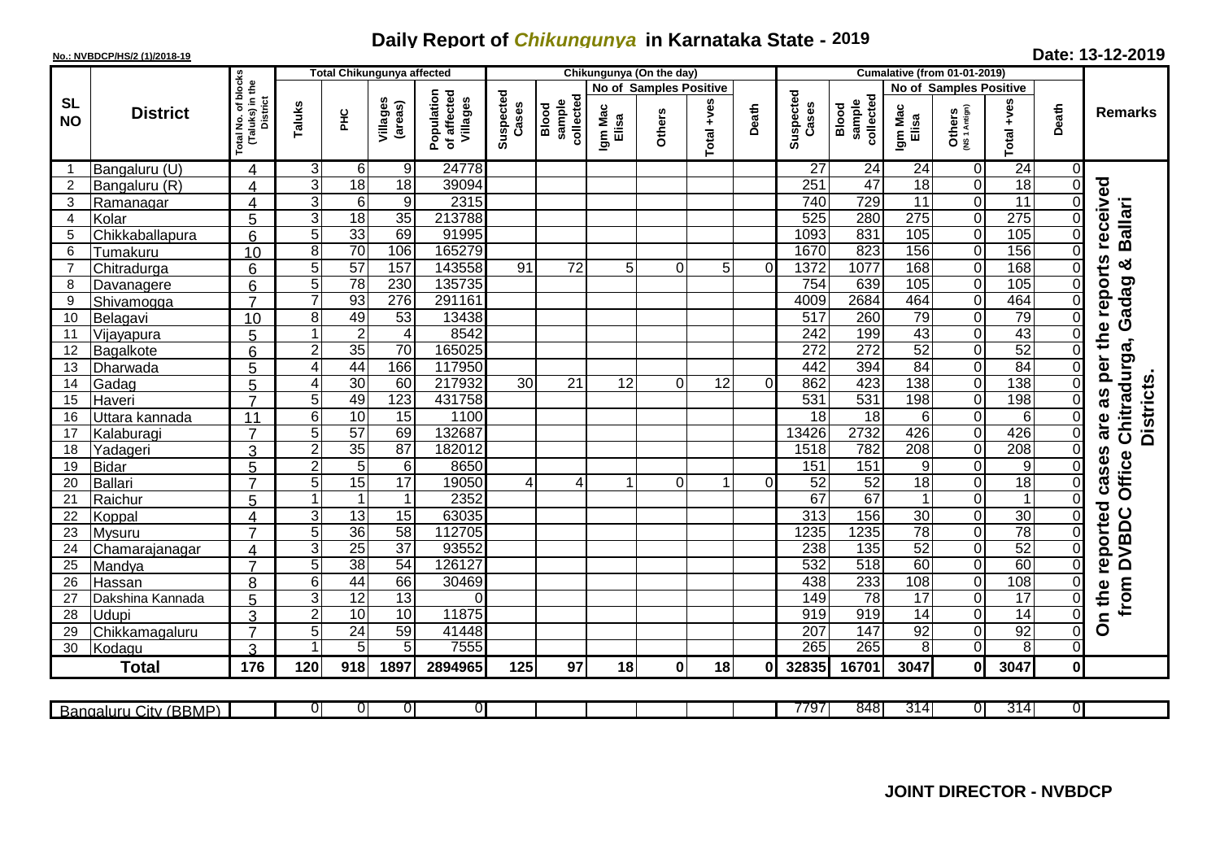# Daily Report of *Chikungunya* in Karnataka State - 2019

**No.: NVBDCP/HS/2 (1)/2018-19**

**Date: 13-12-2019**

| SL NO | District | Total No. of blocks (Taluks) in the District | Total Chikungunya affected | | | | Chikungunya (On the day) | | | | | | | Cumalative (from 01-01-2019) | | | | | | | Remarks |
|---|---|---|---|---|---|---|---|---|---|---|---|---|---|---|---|---|---|---|---|---|---|
| | | | | | | | | | No of Samples Positive | | | | | | | No of Samples Positive | | | | | |
| | | | Taluks | PHC | Villages (areas) | Population of affected Villages | Suspected Cases | Blood sample collected | Igm Mac Elisa | Others | Total +ves | Death | Suspected Cases | Blood sample collected | Igm Mac Elisa | Others (NS 1 Antign) | Total +ves | Death | |
| 1 | Bangaluru (U) | 4 | 3 | 6 | 9 | 24778 | | | | | | | 27 | 24 | 24 | 0 | 24 | 0 | On the reported cases are as per the reports received from DVBDC Office Chitradurga, Gadag & Ballari Districts. |
| 2 | Bangaluru (R) | 4 | 3 | 18 | 18 | 39094 | | | | | | | 251 | 47 | 18 | 0 | 18 | 0 | |
| 3 | Ramanagar | 4 | 3 | 6 | 9 | 2315 | | | | | | | 740 | 729 | 11 | 0 | 11 | 0 | |
| 4 | Kolar | 5 | 3 | 18 | 35 | 213788 | | | | | | | 525 | 280 | 275 | 0 | 275 | 0 | |
| 5 | Chikkaballapura | 6 | 5 | 33 | 69 | 91995 | | | | | | | 1093 | 831 | 105 | 0 | 105 | 0 | |
| 6 | Tumakuru | 10 | 8 | 70 | 106 | 165279 | | | | | | | 1670 | 823 | 156 | 0 | 156 | 0 | |
| 7 | Chitradurga | 6 | 5 | 57 | 157 | 143558 | 91 | 72 | 5 | 0 | 5 | 0 | 1372 | 1077 | 168 | 0 | 168 | 0 | |
| 8 | Davanagere | 6 | 5 | 78 | 230 | 135735 | | | | | | | 754 | 639 | 105 | 0 | 105 | 0 | |
| 9 | Shivamogga | 7 | 7 | 93 | 276 | 291161 | | | | | | | 4009 | 2684 | 464 | 0 | 464 | 0 | |
| 10 | Belagavi | 10 | 8 | 49 | 53 | 13438 | | | | | | | 517 | 260 | 79 | 0 | 79 | 0 | |
| 11 | Vijayapura | 5 | 1 | 2 | 4 | 8542 | | | | | | | 242 | 199 | 43 | 0 | 43 | 0 | |
| 12 | Bagalkote | 6 | 2 | 35 | 70 | 165025 | | | | | | | 272 | 272 | 52 | 0 | 52 | 0 | |
| 13 | Dharwada | 5 | 4 | 44 | 166 | 117950 | | | | | | | 442 | 394 | 84 | 0 | 84 | 0 | |
| 14 | Gadag | 5 | 4 | 30 | 60 | 217932 | 30 | 21 | 12 | 0 | 12 | 0 | 862 | 423 | 138 | 0 | 138 | 0 | |
| 15 | Haveri | 7 | 5 | 49 | 123 | 431758 | | | | | | | 531 | 531 | 198 | 0 | 198 | 0 | |
| 16 | Uttara kannada | 11 | 6 | 10 | 15 | 1100 | | | | | | | 18 | 18 | 6 | 0 | 6 | 0 | |
| 17 | Kalaburagi | 7 | 5 | 57 | 69 | 132687 | | | | | | | 13426 | 2732 | 426 | 0 | 426 | 0 | |
| 18 | Yadageri | 3 | 2 | 35 | 87 | 182012 | | | | | | | 1518 | 782 | 208 | 0 | 208 | 0 | |
| 19 | Bidar | 5 | 2 | 5 | 6 | 8650 | | | | | | | 151 | 151 | 9 | 0 | 9 | 0 | |
| 20 | Ballari | 7 | 5 | 15 | 17 | 19050 | 4 | 4 | 1 | 0 | 1 | 0 | 52 | 52 | 18 | 0 | 18 | 0 | |
| 21 | Raichur | 5 | 1 | 1 | 1 | 2352 | | | | | | | 67 | 67 | 1 | 0 | 1 | 0 | |
| 22 | Koppal | 4 | 3 | 13 | 15 | 63035 | | | | | | | 313 | 156 | 30 | 0 | 30 | 0 | |
| 23 | Mysuru | 7 | 5 | 36 | 58 | 112705 | | | | | | | 1235 | 1235 | 78 | 0 | 78 | 0 | |
| 24 | Chamarajanagar | 4 | 3 | 25 | 37 | 93552 | | | | | | | 238 | 135 | 52 | 0 | 52 | 0 | |
| 25 | Mandya | 7 | 5 | 38 | 54 | 126127 | | | | | | | 532 | 518 | 60 | 0 | 60 | 0 | |
| 26 | Hassan | 8 | 6 | 44 | 66 | 30469 | | | | | | | 438 | 233 | 108 | 0 | 108 | 0 | |
| 27 | Dakshina Kannada | 5 | 3 | 12 | 13 | 0 | | | | | | | 149 | 78 | 17 | 0 | 17 | 0 | |
| 28 | Udupi | 3 | 2 | 10 | 10 | 11875 | | | | | | | 919 | 919 | 14 | 0 | 14 | 0 | |
| 29 | Chikkamagaluru | 7 | 5 | 24 | 59 | 41448 | | | | | | | 207 | 147 | 92 | 0 | 92 | 0 | |
| 30 | Kodagu | 3 | 1 | 5 | 5 | 7555 | | | | | | | 265 | 265 | 8 | 0 | 8 | 0 | |
| | **Total** | **176** | **120** | **918** | **1897** | **2894965** | **125** | **97** | **18** | **0** | **18** | **0** | **32835** | **16701** | **3047** | **0** | **3047** | **0** | |

| | | | | | | | | | | | | | | | | | | | |
|---|---|---|---|---|---|---|---|---|---|---|---|---|---|---|---|---|---|---|---|
| Bangaluru City (BBMP) | | 0 | 0 | 0 | 0 | | | | | | | 7797 | 848 | 314 | 0 | 314 | 0 | |

**JOINT DIRECTOR - NVBDCP**